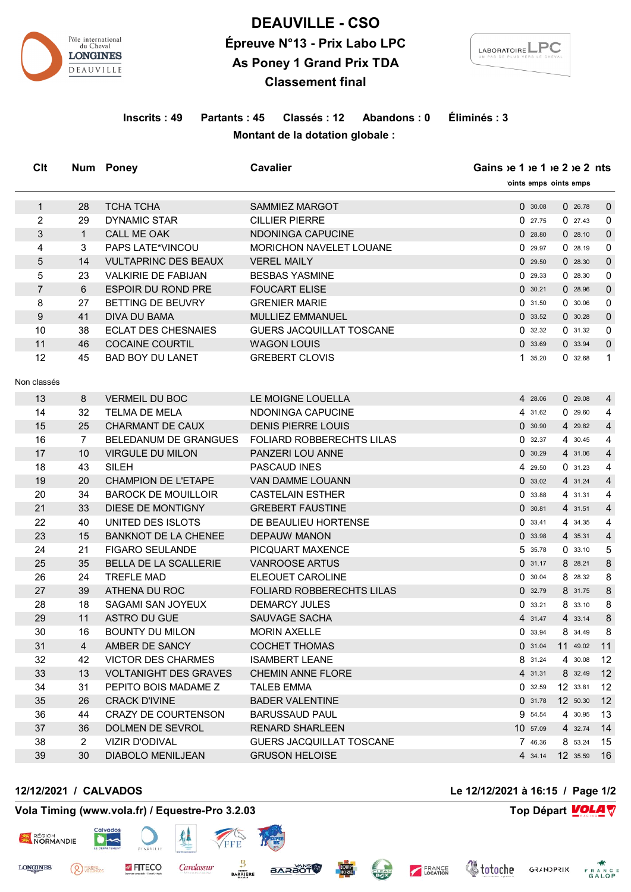# DEAUVILLE - CSO

## Épreuve N°13 - Prix Labo LPC

## As Poney 1 Grand Prix TDA

## Classement final

**Inscrits : 49** **Partants : 45** **Classés : 12** **Abandons : 0** **Éliminés : 3**

**Montant de la dotation globale :**

| Clt | Num | Poney | Cavalier | Gains | Points phase 1 | Temps phase 1 | Points phase 2 | Temps phase 2 | Points |
|---|---|---|---|---|---|---|---|---|---|
| 1 | 28 | TCHA TCHA | SAMMIEZ MARGOT | | 0 | 30.08 | 0 | 26.78 | 0 |
| 2 | 29 | DYNAMIC STAR | CILLIER PIERRE | | 0 | 27.75 | 0 | 27.43 | 0 |
| 3 | 1 | CALL ME OAK | NDONINGA CAPUCINE | | 0 | 28.80 | 0 | 28.10 | 0 |
| 4 | 3 | PAPS LATE*VINCOU | MORICHON NAVELET LOUANE | | 0 | 29.97 | 0 | 28.19 | 0 |
| 5 | 14 | VULTAPRINC DES BEAUX | VEREL MAILY | | 0 | 29.50 | 0 | 28.30 | 0 |
| 5 | 23 | VALKIRIE DE FABIJAN | BESBAS YASMINE | | 0 | 29.33 | 0 | 28.30 | 0 |
| 7 | 6 | ESPOIR DU ROND PRE | FOUCART ELISE | | 0 | 30.21 | 0 | 28.96 | 0 |
| 8 | 27 | BETTING DE BEUVRY | GRENIER MARIE | | 0 | 31.50 | 0 | 30.06 | 0 |
| 9 | 41 | DIVA DU BAMA | MULLIEZ EMMANUEL | | 0 | 33.52 | 0 | 30.28 | 0 |
| 10 | 38 | ECLAT DES CHESNAIES | GUERS JACQUILLAT TOSCANE | | 0 | 32.32 | 0 | 31.32 | 0 |
| 11 | 46 | COCAINE COURTIL | WAGON LOUIS | | 0 | 33.69 | 0 | 33.94 | 0 |
| 12 | 45 | BAD BOY DU LANET | GREBERT CLOVIS | | 1 | 35.20 | 0 | 32.68 | 1 |

Non classés

| Clt | Num | Poney | Cavalier | Gains | Points phase 1 | Temps phase 1 | Points phase 2 | Temps phase 2 | Points |
|---|---|---|---|---|---|---|---|---|---|
| 13 | 8 | VERMEIL DU BOC | LE MOIGNE LOUELLA | | 4 | 28.06 | 0 | 29.08 | 4 |
| 14 | 32 | TELMA DE MELA | NDONINGA CAPUCINE | | 4 | 31.62 | 0 | 29.60 | 4 |
| 15 | 25 | CHARMANT DE CAUX | DENIS PIERRE LOUIS | | 0 | 30.90 | 4 | 29.82 | 4 |
| 16 | 7 | BELEDANUM DE GRANGUES | FOLIARD ROBBERECHTS LILAS | | 0 | 32.37 | 4 | 30.45 | 4 |
| 17 | 10 | VIRGULE DU MILON | PANZERI LOU ANNE | | 0 | 30.29 | 4 | 31.06 | 4 |
| 18 | 43 | SILEH | PASCAUD INES | | 4 | 29.50 | 0 | 31.23 | 4 |
| 19 | 20 | CHAMPION DE L'ETAPE | VAN DAMME LOUANN | | 0 | 33.02 | 4 | 31.24 | 4 |
| 20 | 34 | BAROCK DE MOUILLOIR | CASTELAIN ESTHER | | 0 | 33.88 | 4 | 31.31 | 4 |
| 21 | 33 | DIESE DE MONTIGNY | GREBERT FAUSTINE | | 0 | 30.81 | 4 | 31.51 | 4 |
| 22 | 40 | UNITED DES ISLOTS | DE BEAULIEU HORTENSE | | 0 | 33.41 | 4 | 34.35 | 4 |
| 23 | 15 | BANKNOT DE LA CHENEE | DEPAUW MANON | | 0 | 33.98 | 4 | 35.31 | 4 |
| 24 | 21 | FIGARO SEULANDE | PICQUART MAXENCE | | 5 | 35.78 | 0 | 33.10 | 5 |
| 25 | 35 | BELLA DE LA SCALLERIE | VANROOSE ARTUS | | 0 | 31.17 | 8 | 28.21 | 8 |
| 26 | 24 | TREFLE MAD | ELEOUET CAROLINE | | 0 | 30.04 | 8 | 28.32 | 8 |
| 27 | 39 | ATHENA DU ROC | FOLIARD ROBBERECHTS LILAS | | 0 | 32.79 | 8 | 31.75 | 8 |
| 28 | 18 | SAGAMI SAN JOYEUX | DEMARCY JULES | | 0 | 33.21 | 8 | 33.10 | 8 |
| 29 | 11 | ASTRO DU GUE | SAUVAGE SACHA | | 4 | 31.47 | 4 | 33.14 | 8 |
| 30 | 16 | BOUNTY DU MILON | MORIN AXELLE | | 0 | 33.94 | 8 | 34.49 | 8 |
| 31 | 4 | AMBER DE SANCY | COCHET THOMAS | | 0 | 31.04 | 11 | 49.02 | 11 |
| 32 | 42 | VICTOR DES CHARMES | ISAMBERT LEANE | | 8 | 31.24 | 4 | 30.08 | 12 |
| 33 | 13 | VOLTANIGHT DES GRAVES | CHEMIN ANNE FLORE | | 4 | 31.31 | 8 | 32.49 | 12 |
| 34 | 31 | PEPITO BOIS MADAME Z | TALEB EMMA | | 0 | 32.59 | 12 | 33.81 | 12 |
| 35 | 26 | CRACK D'IVINE | BADER VALENTINE | | 0 | 31.78 | 12 | 50.30 | 12 |
| 36 | 44 | CRAZY DE COURTENSON | BARUSSAUD PAUL | | 9 | 54.54 | 4 | 30.95 | 13 |
| 37 | 36 | DOLMEN DE SEVROL | RENARD SHARLEEN | | 10 | 57.09 | 4 | 32.74 | 14 |
| 38 | 2 | VIZIR D'ODIVAL | GUERS JACQUILLAT TOSCANE | | 7 | 46.36 | 8 | 53.24 | 15 |
| 39 | 30 | DIABOLO MENILJEAN | GRUSON HELOISE | | 4 | 34.14 | 12 | 35.59 | 16 |

**12/12/2021 / CALVADOS** **Le 12/12/2021 à 16:15**

**Vola Timing (www.vola.fr) / Equestre-Pro 3.2.03** **Top Départ**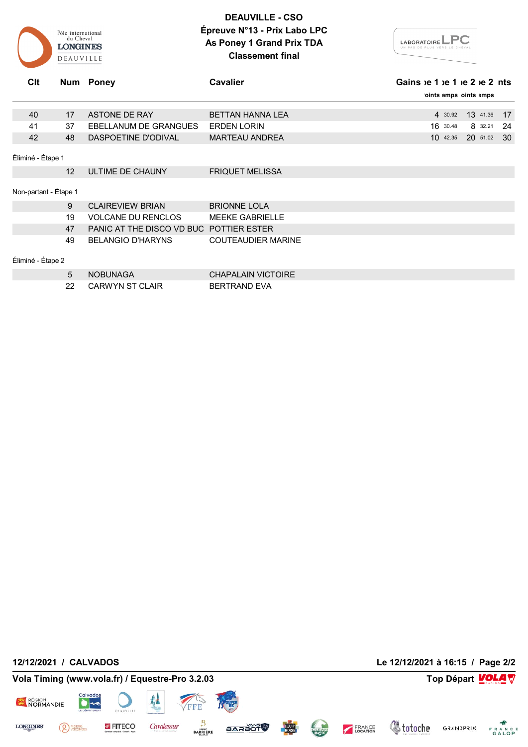**DEAUVILLE - CSO**
**Épreuve N°13 - Prix Labo LPC**
**As Poney 1 Grand Prix TDA**
**Classement final**

| Clt | Num | Poney | Cavalier | Gains | Points Phase 1 | Temps Phase 1 | Points Phase 2 | Temps Phase 2 | Points |
|---|---|---|---|---|---|---|---|---|---|
| 40 | 17 | ASTONE DE RAY | BETTAN HANNA LEA | | 4 | 30.92 | 13 | 41.36 | 17 |
| 41 | 37 | EBELLANUM DE GRANGUES | ERDEN LORIN | | 16 | 30.48 | 8 | 32.21 | 24 |
| 42 | 48 | DASPOETINE D'ODIVAL | MARTEAU ANDREA | | 10 | 42.35 | 20 | 51.02 | 30 |

Éliminé - Étape 1

| Num | Poney | Cavalier |
|---|---|---|
| 12 | ULTIME DE CHAUNY | FRIQUET MELISSA |

Non-partant - Étape 1

| Num | Poney | Cavalier |
|---|---|---|
| 9 | CLAIREVIEW BRIAN | BRIONNE LOLA |
| 19 | VOLCANE DU RENCLOS | MEEKE GABRIELLE |
| 47 | PANIC AT THE DISCO VD BUC | POTTIER ESTER |
| 49 | BELANGIO D'HARYNS | COUTEAUDIER MARINE |

Éliminé - Étape 2

| Num | Poney | Cavalier |
|---|---|---|
| 5 | NOBUNAGA | CHAPALAIN VICTOIRE |
| 22 | CARWYN ST CLAIR | BERTRAND EVA |

12/12/2021 / CALVADOS

Le 12/12/2021 à 16:15

Vola Timing (www.vola.fr) / Equestre-Pro 3.2.03

Top Départ